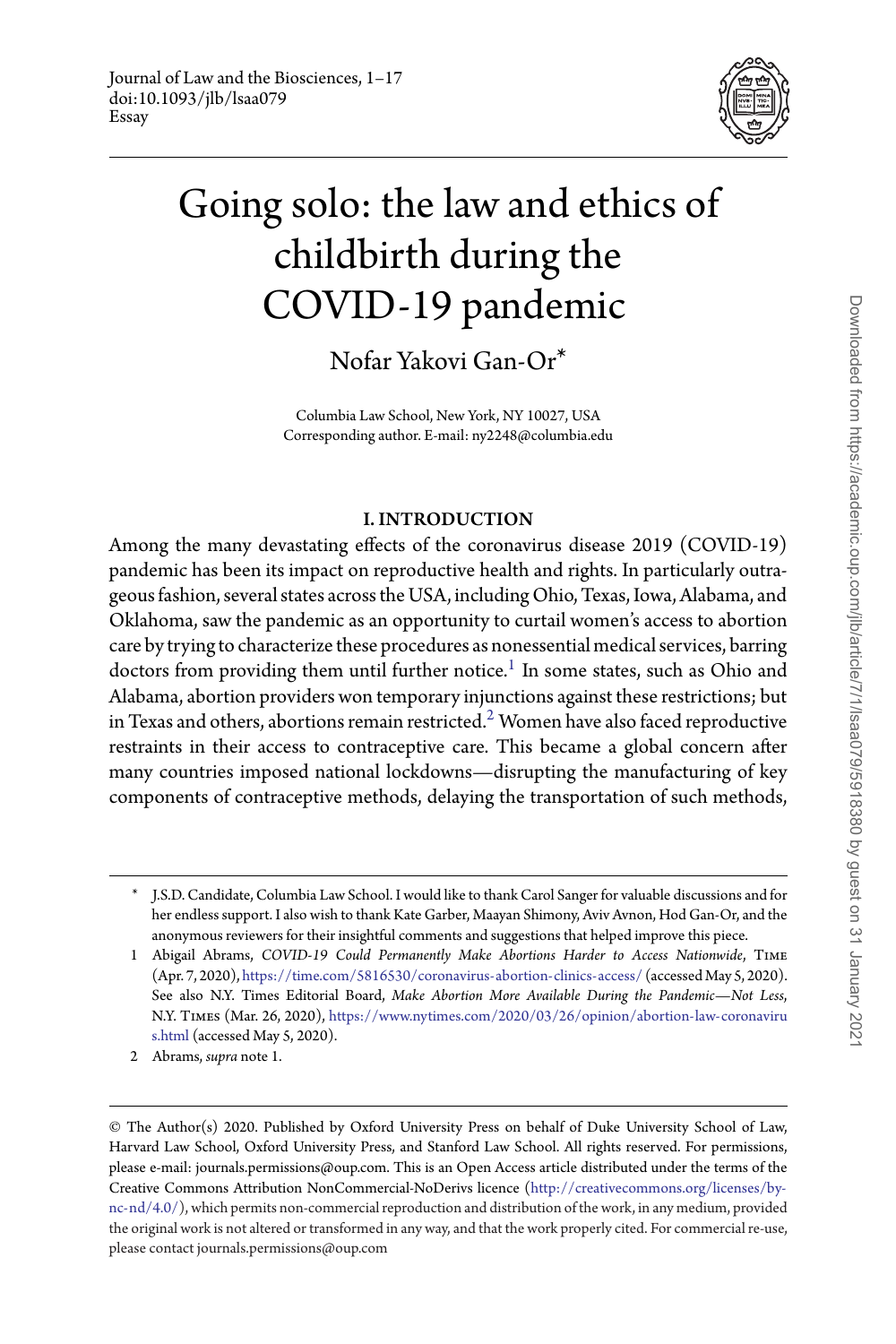# Going solo: the law and ethics of childbirth during the COVID-19 pandemic

Nofar Yakovi Gan-Or*

Columbia Law School, New York, NY 10027, USA
Corresponding author. E-mail: ny2248@columbia.edu

## I. INTRODUCTION

Among the many devastating effects of the coronavirus disease 2019 (COVID-19) pandemic has been its impact on reproductive health and rights. In particularly outrageous fashion, several states across the USA, including Ohio, Texas, Iowa, Alabama, and Oklahoma, saw the pandemic as an opportunity to curtail women's access to abortion care by trying to characterize these procedures as nonessential medical services, barring doctors from providing them until further notice.[1] In some states, such as Ohio and Alabama, abortion providers won temporary injunctions against these restrictions; but in Texas and others, abortions remain restricted.[2] Women have also faced reproductive restraints in their access to contraceptive care. This became a global concern after many countries imposed national lockdowns—disrupting the manufacturing of key components of contraceptive methods, delaying the transportation of such methods,

---

\* J.S.D. Candidate, Columbia Law School. I would like to thank Carol Sanger for valuable discussions and for her endless support. I also wish to thank Kate Garber, Maayan Shimony, Aviv Avnon, Hod Gan-Or, and the anonymous reviewers for their insightful comments and suggestions that helped improve this piece.

1 Abigail Abrams, *COVID-19 Could Permanently Make Abortions Harder to Access Nationwide*, TIME (Apr. 7, 2020), https://time.com/5816530/coronavirus-abortion-clinics-access/ (accessed May 5, 2020). See also N.Y. Times Editorial Board, *Make Abortion More Available During the Pandemic—Not Less*, N.Y. TIMES (Mar. 26, 2020), https://www.nytimes.com/2020/03/26/opinion/abortion-law-coronavirus.html (accessed May 5, 2020).

2 Abrams, *supra* note 1.

© The Author(s) 2020. Published by Oxford University Press on behalf of Duke University School of Law, Harvard Law School, Oxford University Press, and Stanford Law School. All rights reserved. For permissions, please e-mail: journals.permissions@oup.com. This is an Open Access article distributed under the terms of the Creative Commons Attribution NonCommercial-NoDerivs licence (http://creativecommons.org/licenses/by-nc-nd/4.0/), which permits non-commercial reproduction and distribution of the work, in any medium, provided the original work is not altered or transformed in any way, and that the work properly cited. For commercial re-use, please contact journals.permissions@oup.com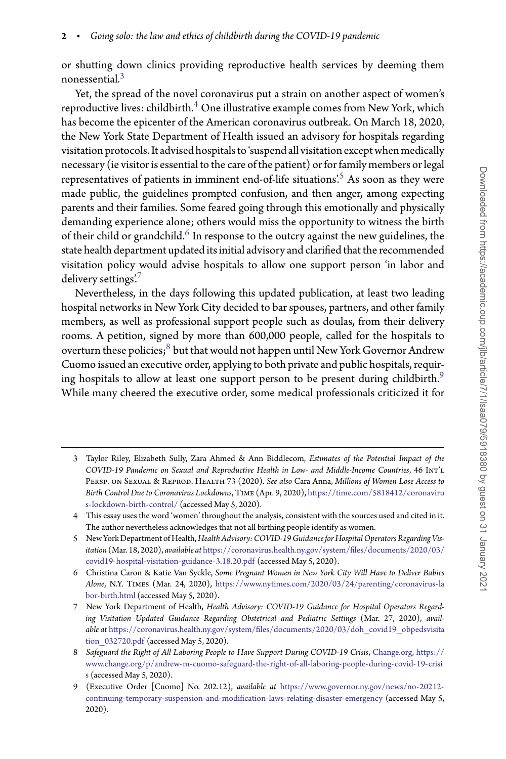or shutting down clinics providing reproductive health services by deeming them nonessential.[3]

Yet, the spread of the novel coronavirus put a strain on another aspect of women's reproductive lives: childbirth.[4] One illustrative example comes from New York, which has become the epicenter of the American coronavirus outbreak. On March 18, 2020, the New York State Department of Health issued an advisory for hospitals regarding visitation protocols. It advised hospitals to 'suspend all visitation except when medically necessary (ie visitor is essential to the care of the patient) or for family members or legal representatives of patients in imminent end-of-life situations'.[5] As soon as they were made public, the guidelines prompted confusion, and then anger, among expecting parents and their families. Some feared going through this emotionally and physically demanding experience alone; others would miss the opportunity to witness the birth of their child or grandchild.[6] In response to the outcry against the new guidelines, the state health department updated its initial advisory and clarified that the recommended visitation policy would advise hospitals to allow one support person 'in labor and delivery settings'.[7]

Nevertheless, in the days following this updated publication, at least two leading hospital networks in New York City decided to bar spouses, partners, and other family members, as well as professional support people such as doulas, from their delivery rooms. A petition, signed by more than 600,000 people, called for the hospitals to overturn these policies;[8] but that would not happen until New York Governor Andrew Cuomo issued an executive order, applying to both private and public hospitals, requiring hospitals to allow at least one support person to be present during childbirth.[9] While many cheered the executive order, some medical professionals criticized it for

---

3 Taylor Riley, Elizabeth Sully, Zara Ahmed & Ann Biddlecom, *Estimates of the Potential Impact of the COVID-19 Pandemic on Sexual and Reproductive Health in Low- and Middle-Income Countries*, 46 Int'l Persp. on Sexual & Reprod. Health 73 (2020). *See also* Cara Anna, *Millions of Women Lose Access to Birth Control Due to Coronavirus Lockdowns*, Time (Apr. 9, 2020), https://time.com/5818412/coronavirus-lockdown-birth-control/ (accessed May 5, 2020).

4 This essay uses the word 'women' throughout the analysis, consistent with the sources used and cited in it. The author nevertheless acknowledges that not all birthing people identify as women.

5 New York Department of Health, *Health Advisory: COVID-19 Guidance for Hospital Operators Regarding Visitation* (Mar. 18, 2020), *available at* https://coronavirus.health.ny.gov/system/files/documents/2020/03/covid19-hospital-visitation-guidance-3.18.20.pdf (accessed May 5, 2020).

6 Christina Caron & Katie Van Syckle, *Some Pregnant Women in New York City Will Have to Deliver Babies Alone*, N.Y. Times (Mar. 24, 2020), https://www.nytimes.com/2020/03/24/parenting/coronavirus-labor-birth.html (accessed May 5, 2020).

7 New York Department of Health, *Health Advisory: COVID-19 Guidance for Hospital Operators Regarding Visitation Updated Guidance Regarding Obstetrical and Pediatric Settings* (Mar. 27, 2020), *available at* https://coronavirus.health.ny.gov/system/files/documents/2020/03/doh_covid19_obpedsvisitation_032720.pdf (accessed May 5, 2020).

8 *Safeguard the Right of All Laboring People to Have Support During COVID-19 Crisis*, Change.org, https://www.change.org/p/andrew-m-cuomo-safeguard-the-right-of-all-laboring-people-during-covid-19-crisis (accessed May 5, 2020).

9 (Executive Order [Cuomo] No. 202.12), *available at* https://www.governor.ny.gov/news/no-20212-continuing-temporary-suspension-and-modification-laws-relating-disaster-emergency (accessed May 5, 2020).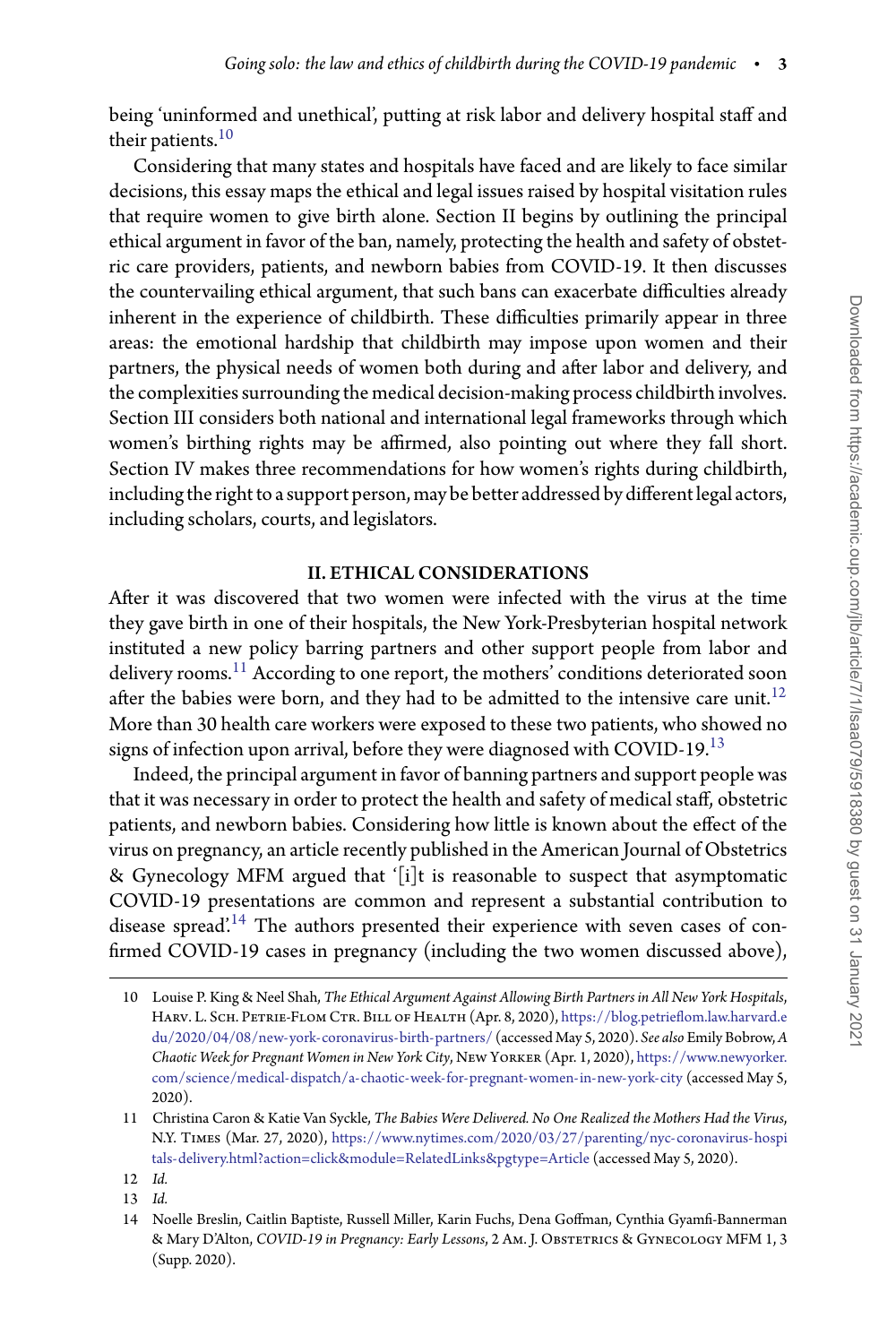being 'uninformed and unethical', putting at risk labor and delivery hospital staff and their patients.[10]

Considering that many states and hospitals have faced and are likely to face similar decisions, this essay maps the ethical and legal issues raised by hospital visitation rules that require women to give birth alone. Section II begins by outlining the principal ethical argument in favor of the ban, namely, protecting the health and safety of obstetric care providers, patients, and newborn babies from COVID-19. It then discusses the countervailing ethical argument, that such bans can exacerbate difficulties already inherent in the experience of childbirth. These difficulties primarily appear in three areas: the emotional hardship that childbirth may impose upon women and their partners, the physical needs of women both during and after labor and delivery, and the complexities surrounding the medical decision-making process childbirth involves. Section III considers both national and international legal frameworks through which women's birthing rights may be affirmed, also pointing out where they fall short. Section IV makes three recommendations for how women's rights during childbirth, including the right to a support person, may be better addressed by different legal actors, including scholars, courts, and legislators.

## II. ETHICAL CONSIDERATIONS

After it was discovered that two women were infected with the virus at the time they gave birth in one of their hospitals, the New York-Presbyterian hospital network instituted a new policy barring partners and other support people from labor and delivery rooms.[11] According to one report, the mothers' conditions deteriorated soon after the babies were born, and they had to be admitted to the intensive care unit.[12] More than 30 health care workers were exposed to these two patients, who showed no signs of infection upon arrival, before they were diagnosed with COVID-19.[13]

Indeed, the principal argument in favor of banning partners and support people was that it was necessary in order to protect the health and safety of medical staff, obstetric patients, and newborn babies. Considering how little is known about the effect of the virus on pregnancy, an article recently published in the American Journal of Obstetrics & Gynecology MFM argued that '[i]t is reasonable to suspect that asymptomatic COVID-19 presentations are common and represent a substantial contribution to disease spread'.[14] The authors presented their experience with seven cases of confirmed COVID-19 cases in pregnancy (including the two women discussed above),

---

10 Louise P. King & Neel Shah, *The Ethical Argument Against Allowing Birth Partners in All New York Hospitals*, Harv. L. Sch. Petrie-Flom Ctr. Bill of Health (Apr. 8, 2020), https://blog.petrieflom.law.harvard.edu/2020/04/08/new-york-coronavirus-birth-partners/ (accessed May 5, 2020). *See also* Emily Bobrow, *A Chaotic Week for Pregnant Women in New York City*, New Yorker (Apr. 1, 2020), https://www.newyorker.com/science/medical-dispatch/a-chaotic-week-for-pregnant-women-in-new-york-city (accessed May 5, 2020).

11 Christina Caron & Katie Van Syckle, *The Babies Were Delivered. No One Realized the Mothers Had the Virus*, N.Y. Times (Mar. 27, 2020), https://www.nytimes.com/2020/03/27/parenting/nyc-coronavirus-hospitals-delivery.html?action=click&module=RelatedLinks&pgtype=Article (accessed May 5, 2020).

12 *Id.*

13 *Id.*

14 Noelle Breslin, Caitlin Baptiste, Russell Miller, Karin Fuchs, Dena Goffman, Cynthia Gyamfi-Bannerman & Mary D'Alton, *COVID-19 in Pregnancy: Early Lessons*, 2 Am. J. Obstetrics & Gynecology MFM 1, 3 (Supp. 2020).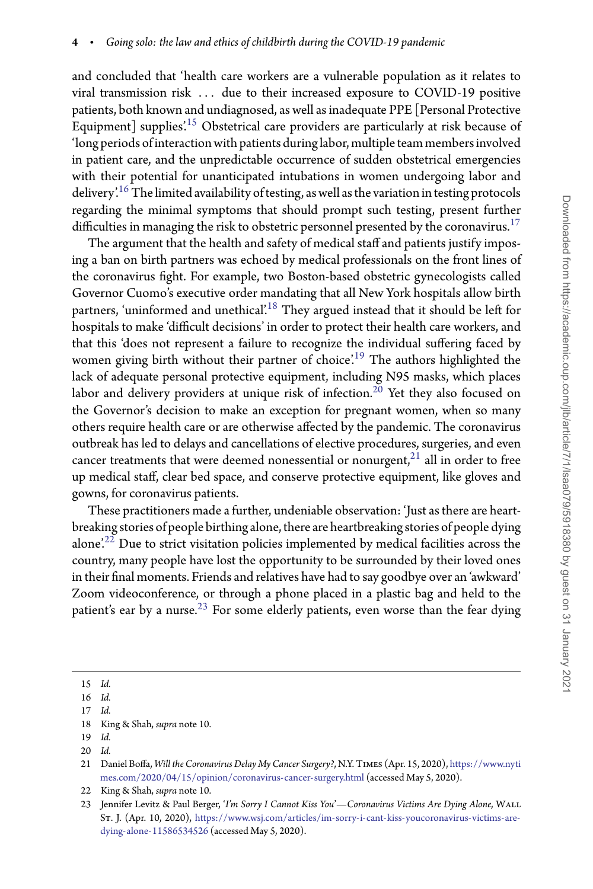and concluded that 'health care workers are a vulnerable population as it relates to viral transmission risk . . . due to their increased exposure to COVID-19 positive patients, both known and undiagnosed, as well as inadequate PPE [Personal Protective Equipment] supplies'.[15] Obstetrical care providers are particularly at risk because of 'long periods of interaction with patients during labor, multiple team members involved in patient care, and the unpredictable occurrence of sudden obstetrical emergencies with their potential for unanticipated intubations in women undergoing labor and delivery'.[16] The limited availability of testing, as well as the variation in testing protocols regarding the minimal symptoms that should prompt such testing, present further difficulties in managing the risk to obstetric personnel presented by the coronavirus.[17]

The argument that the health and safety of medical staff and patients justify imposing a ban on birth partners was echoed by medical professionals on the front lines of the coronavirus fight. For example, two Boston-based obstetric gynecologists called Governor Cuomo's executive order mandating that all New York hospitals allow birth partners, 'uninformed and unethical'.[18] They argued instead that it should be left for hospitals to make 'difficult decisions' in order to protect their health care workers, and that this 'does not represent a failure to recognize the individual suffering faced by women giving birth without their partner of choice'.[19] The authors highlighted the lack of adequate personal protective equipment, including N95 masks, which places labor and delivery providers at unique risk of infection.[20] Yet they also focused on the Governor's decision to make an exception for pregnant women, when so many others require health care or are otherwise affected by the pandemic. The coronavirus outbreak has led to delays and cancellations of elective procedures, surgeries, and even cancer treatments that were deemed nonessential or nonurgent,[21] all in order to free up medical staff, clear bed space, and conserve protective equipment, like gloves and gowns, for coronavirus patients.

These practitioners made a further, undeniable observation: 'Just as there are heartbreaking stories of people birthing alone, there are heartbreaking stories of people dying alone'.[22] Due to strict visitation policies implemented by medical facilities across the country, many people have lost the opportunity to be surrounded by their loved ones in their final moments. Friends and relatives have had to say goodbye over an 'awkward' Zoom videoconference, or through a phone placed in a plastic bag and held to the patient's ear by a nurse.[23] For some elderly patients, even worse than the fear dying

---

15 *Id.*

16 *Id.*

17 *Id.*

18 King & Shah, *supra* note 10.

19 *Id.*

20 *Id.*

21 Daniel Boffa, *Will the Coronavirus Delay My Cancer Surgery?*, N.Y. Times (Apr. 15, 2020), https://www.nytimes.com/2020/04/15/opinion/coronavirus-cancer-surgery.html (accessed May 5, 2020).

22 King & Shah, *supra* note 10.

23 Jennifer Levitz & Paul Berger, *'I'm Sorry I Cannot Kiss You'—Coronavirus Victims Are Dying Alone*, Wall St. J. (Apr. 10, 2020), https://www.wsj.com/articles/im-sorry-i-cant-kiss-youcoronavirus-victims-are-dying-alone-11586534526 (accessed May 5, 2020).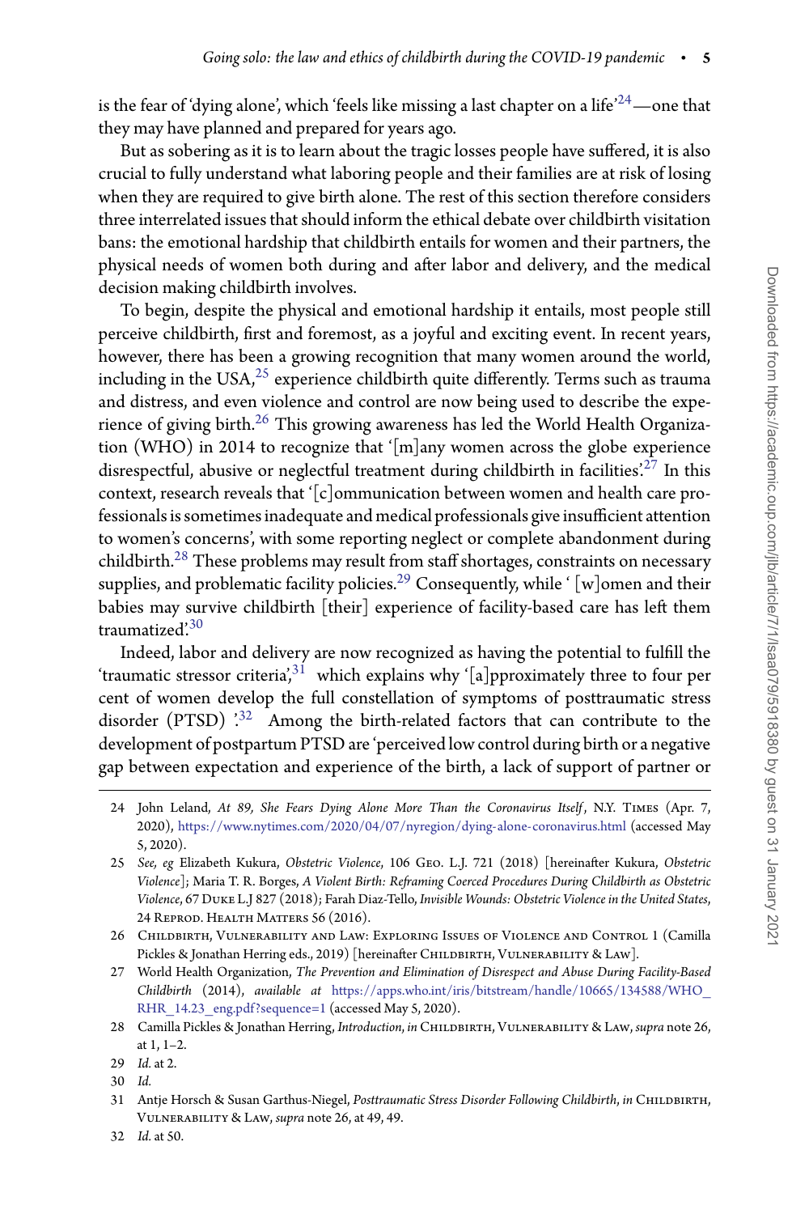is the fear of 'dying alone', which 'feels like missing a last chapter on a life'[24]—one that they may have planned and prepared for years ago.

But as sobering as it is to learn about the tragic losses people have suffered, it is also crucial to fully understand what laboring people and their families are at risk of losing when they are required to give birth alone. The rest of this section therefore considers three interrelated issues that should inform the ethical debate over childbirth visitation bans: the emotional hardship that childbirth entails for women and their partners, the physical needs of women both during and after labor and delivery, and the medical decision making childbirth involves.

To begin, despite the physical and emotional hardship it entails, most people still perceive childbirth, first and foremost, as a joyful and exciting event. In recent years, however, there has been a growing recognition that many women around the world, including in the USA,[25] experience childbirth quite differently. Terms such as trauma and distress, and even violence and control are now being used to describe the experience of giving birth.[26] This growing awareness has led the World Health Organization (WHO) in 2014 to recognize that '[m]any women across the globe experience disrespectful, abusive or neglectful treatment during childbirth in facilities'.[27] In this context, research reveals that '[c]ommunication between women and health care professionals is sometimes inadequate and medical professionals give insufficient attention to women's concerns', with some reporting neglect or complete abandonment during childbirth.[28] These problems may result from staff shortages, constraints on necessary supplies, and problematic facility policies.[29] Consequently, while ' [w]omen and their babies may survive childbirth [their] experience of facility-based care has left them traumatized'.[30]

Indeed, labor and delivery are now recognized as having the potential to fulfill the 'traumatic stressor criteria',[31] which explains why '[a]pproximately three to four per cent of women develop the full constellation of symptoms of posttraumatic stress disorder (PTSD) '.[32] Among the birth-related factors that can contribute to the development of postpartum PTSD are 'perceived low control during birth or a negative gap between expectation and experience of the birth, a lack of support of partner or

---

24 John Leland, *At 89, She Fears Dying Alone More Than the Coronavirus Itself*, N.Y. Times (Apr. 7, 2020), https://www.nytimes.com/2020/04/07/nyregion/dying-alone-coronavirus.html (accessed May 5, 2020).

25 *See, eg* Elizabeth Kukura, *Obstetric Violence*, 106 Geo. L.J. 721 (2018) [hereinafter Kukura, *Obstetric Violence*]; Maria T. R. Borges, *A Violent Birth: Reframing Coerced Procedures During Childbirth as Obstetric Violence*, 67 Duke L.J 827 (2018); Farah Diaz-Tello, *Invisible Wounds: Obstetric Violence in the United States*, 24 Reprod. Health Matters 56 (2016).

26 Childbirth, Vulnerability and Law: Exploring Issues of Violence and Control 1 (Camilla Pickles & Jonathan Herring eds., 2019) [hereinafter Childbirth, Vulnerability & Law].

27 World Health Organization, *The Prevention and Elimination of Disrespect and Abuse During Facility-Based Childbirth* (2014), *available at* https://apps.who.int/iris/bitstream/handle/10665/134588/WHO_RHR_14.23_eng.pdf?sequence=1 (accessed May 5, 2020).

28 Camilla Pickles & Jonathan Herring, *Introduction*, *in* Childbirth, Vulnerability & Law, *supra* note 26, at 1, 1–2.

29 *Id.* at 2.

30 *Id.*

31 Antje Horsch & Susan Garthus-Niegel, *Posttraumatic Stress Disorder Following Childbirth*, *in* Childbirth, Vulnerability & Law, *supra* note 26, at 49, 49.

32 *Id.* at 50.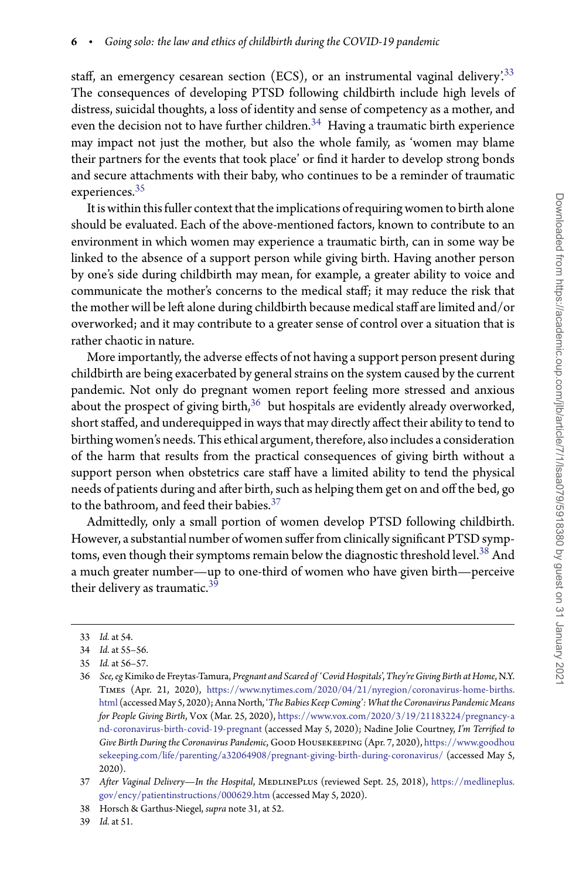staff, an emergency cesarean section (ECS), or an instrumental vaginal delivery'.[33] The consequences of developing PTSD following childbirth include high levels of distress, suicidal thoughts, a loss of identity and sense of competency as a mother, and even the decision not to have further children.[34] Having a traumatic birth experience may impact not just the mother, but also the whole family, as 'women may blame their partners for the events that took place' or find it harder to develop strong bonds and secure attachments with their baby, who continues to be a reminder of traumatic experiences.[35]

It is within this fuller context that the implications of requiring women to birth alone should be evaluated. Each of the above-mentioned factors, known to contribute to an environment in which women may experience a traumatic birth, can in some way be linked to the absence of a support person while giving birth. Having another person by one's side during childbirth may mean, for example, a greater ability to voice and communicate the mother's concerns to the medical staff; it may reduce the risk that the mother will be left alone during childbirth because medical staff are limited and/or overworked; and it may contribute to a greater sense of control over a situation that is rather chaotic in nature.

More importantly, the adverse effects of not having a support person present during childbirth are being exacerbated by general strains on the system caused by the current pandemic. Not only do pregnant women report feeling more stressed and anxious about the prospect of giving birth,[36] but hospitals are evidently already overworked, short staffed, and underequipped in ways that may directly affect their ability to tend to birthing women's needs. This ethical argument, therefore, also includes a consideration of the harm that results from the practical consequences of giving birth without a support person when obstetrics care staff have a limited ability to tend the physical needs of patients during and after birth, such as helping them get on and off the bed, go to the bathroom, and feed their babies.[37]

Admittedly, only a small portion of women develop PTSD following childbirth. However, a substantial number of women suffer from clinically significant PTSD symptoms, even though their symptoms remain below the diagnostic threshold level.[38] And a much greater number—up to one-third of women who have given birth—perceive their delivery as traumatic.[39]

---

33 *Id.* at 54.

34 *Id.* at 55–56.

35 *Id.* at 56–57.

36 *See, eg* Kimiko de Freytas-Tamura, *Pregnant and Scared of 'Covid Hospitals', They're Giving Birth at Home*, N.Y. Times (Apr. 21, 2020), https://www.nytimes.com/2020/04/21/nyregion/coronavirus-home-births.html (accessed May 5, 2020); Anna North, *'The Babies Keep Coming': What the Coronavirus Pandemic Means for People Giving Birth*, Vox (Mar. 25, 2020), https://www.vox.com/2020/3/19/21183224/pregnancy-and-coronavirus-birth-covid-19-pregnant (accessed May 5, 2020); Nadine Jolie Courtney, *I'm Terrified to Give Birth During the Coronavirus Pandemic*, Good Housekeeping (Apr. 7, 2020), https://www.goodhousekeeping.com/life/parenting/a32064908/pregnant-giving-birth-during-coronavirus/ (accessed May 5, 2020).

37 *After Vaginal Delivery—In the Hospital*, MedlinePlus (reviewed Sept. 25, 2018), https://medlineplus.gov/ency/patientinstructions/000629.htm (accessed May 5, 2020).

38 Horsch & Garthus-Niegel, *supra* note 31, at 52.

39 *Id.* at 51.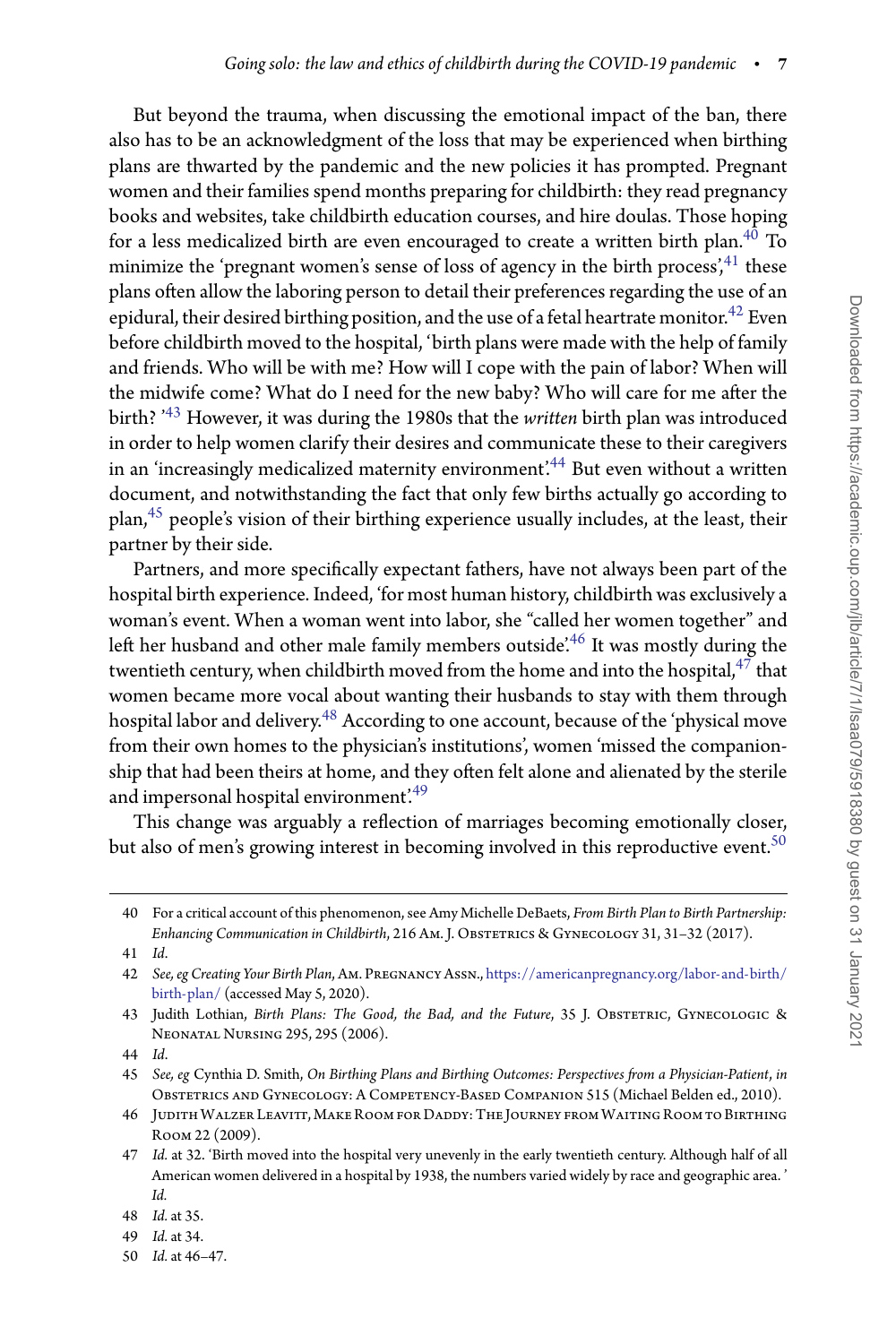But beyond the trauma, when discussing the emotional impact of the ban, there also has to be an acknowledgment of the loss that may be experienced when birthing plans are thwarted by the pandemic and the new policies it has prompted. Pregnant women and their families spend months preparing for childbirth: they read pregnancy books and websites, take childbirth education courses, and hire doulas. Those hoping for a less medicalized birth are even encouraged to create a written birth plan.[40] To minimize the 'pregnant women's sense of loss of agency in the birth process',[41] these plans often allow the laboring person to detail their preferences regarding the use of an epidural, their desired birthing position, and the use of a fetal heartrate monitor.[42] Even before childbirth moved to the hospital, 'birth plans were made with the help of family and friends. Who will be with me? How will I cope with the pain of labor? When will the midwife come? What do I need for the new baby? Who will care for me after the birth? '[43] However, it was during the 1980s that the *written* birth plan was introduced in order to help women clarify their desires and communicate these to their caregivers in an 'increasingly medicalized maternity environment'.[44] But even without a written document, and notwithstanding the fact that only few births actually go according to plan,[45] people's vision of their birthing experience usually includes, at the least, their partner by their side.

Partners, and more specifically expectant fathers, have not always been part of the hospital birth experience. Indeed, 'for most human history, childbirth was exclusively a woman's event. When a woman went into labor, she "called her women together" and left her husband and other male family members outside'.[46] It was mostly during the twentieth century, when childbirth moved from the home and into the hospital,[47] that women became more vocal about wanting their husbands to stay with them through hospital labor and delivery.[48] According to one account, because of the 'physical move from their own homes to the physician's institutions', women 'missed the companionship that had been theirs at home, and they often felt alone and alienated by the sterile and impersonal hospital environment'.[49]

This change was arguably a reflection of marriages becoming emotionally closer, but also of men's growing interest in becoming involved in this reproductive event.[50]

---

40 For a critical account of this phenomenon, see Amy Michelle DeBaets, *From Birth Plan to Birth Partnership: Enhancing Communication in Childbirth*, 216 Am. J. Obstetrics & Gynecology 31, 31–32 (2017).

41 *Id*.

42 *See, eg Creating Your Birth Plan*, Am. Pregnancy Assn., https://americanpregnancy.org/labor-and-birth/birth-plan/ (accessed May 5, 2020).

43 Judith Lothian, *Birth Plans: The Good, the Bad, and the Future*, 35 J. Obstetric, Gynecologic & Neonatal Nursing 295, 295 (2006).

44 *Id*.

45 *See, eg* Cynthia D. Smith, *On Birthing Plans and Birthing Outcomes: Perspectives from a Physician-Patient*, *in* Obstetrics and Gynecology: A Competency-Based Companion 515 (Michael Belden ed., 2010).

46 Judith Walzer Leavitt, Make Room for Daddy: The Journey from Waiting Room to Birthing Room 22 (2009).

47 *Id.* at 32. 'Birth moved into the hospital very unevenly in the early twentieth century. Although half of all American women delivered in a hospital by 1938, the numbers varied widely by race and geographic area.' *Id.*

48 *Id.* at 35.

49 *Id.* at 34.

50 *Id.* at 46–47.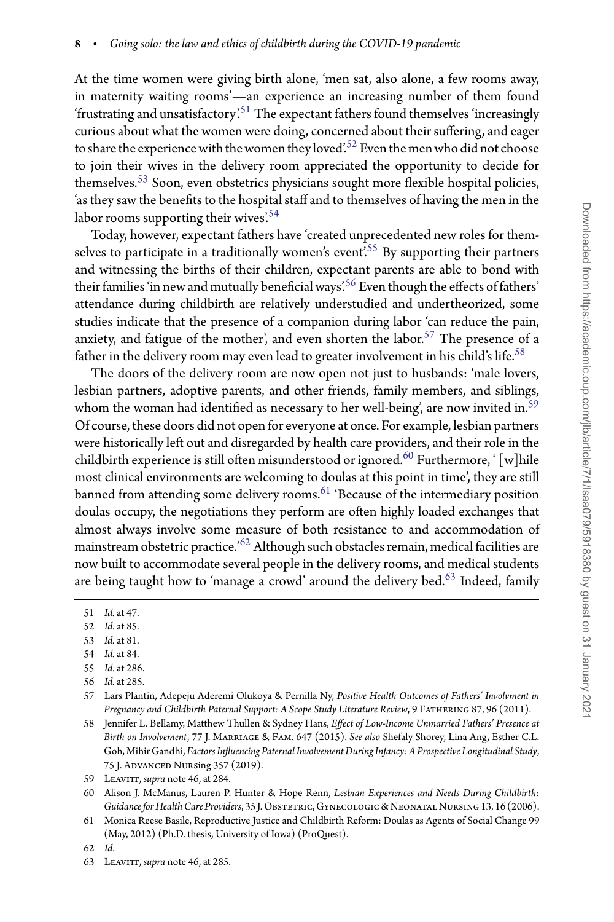At the time women were giving birth alone, 'men sat, also alone, a few rooms away, in maternity waiting rooms'—an experience an increasing number of them found 'frustrating and unsatisfactory'.[51] The expectant fathers found themselves 'increasingly curious about what the women were doing, concerned about their suffering, and eager to share the experience with the women they loved'.[52] Even the men who did not choose to join their wives in the delivery room appreciated the opportunity to decide for themselves.[53] Soon, even obstetrics physicians sought more flexible hospital policies, 'as they saw the benefits to the hospital staff and to themselves of having the men in the labor rooms supporting their wives'.[54]

Today, however, expectant fathers have 'created unprecedented new roles for themselves to participate in a traditionally women's event'.[55] By supporting their partners and witnessing the births of their children, expectant parents are able to bond with their families 'in new and mutually beneficial ways'.[56] Even though the effects of fathers' attendance during childbirth are relatively understudied and undertheorized, some studies indicate that the presence of a companion during labor 'can reduce the pain, anxiety, and fatigue of the mother', and even shorten the labor.[57] The presence of a father in the delivery room may even lead to greater involvement in his child's life.[58]

The doors of the delivery room are now open not just to husbands: 'male lovers, lesbian partners, adoptive parents, and other friends, family members, and siblings, whom the woman had identified as necessary to her well-being', are now invited in.[59] Of course, these doors did not open for everyone at once. For example, lesbian partners were historically left out and disregarded by health care providers, and their role in the childbirth experience is still often misunderstood or ignored.[60] Furthermore, '[w]hile most clinical environments are welcoming to doulas at this point in time', they are still banned from attending some delivery rooms.[61] 'Because of the intermediary position doulas occupy, the negotiations they perform are often highly loaded exchanges that almost always involve some measure of both resistance to and accommodation of mainstream obstetric practice.'[62] Although such obstacles remain, medical facilities are now built to accommodate several people in the delivery rooms, and medical students are being taught how to 'manage a crowd' around the delivery bed.[63] Indeed, family

---

51 *Id.* at 47.

52 *Id.* at 85.

53 *Id.* at 81.

54 *Id.* at 84.

55 *Id.* at 286.

56 *Id.* at 285.

57 Lars Plantin, Adepeju Aderemi Olukoya & Pernilla Ny, *Positive Health Outcomes of Fathers' Involvment in Pregnancy and Childbirth Paternal Support: A Scope Study Literature Review*, 9 Fathering 87, 96 (2011).

58 Jennifer L. Bellamy, Matthew Thullen & Sydney Hans, *Effect of Low-Income Unmarried Fathers' Presence at Birth on Involvement*, 77 J. Marriage & Fam. 647 (2015). *See also* Shefaly Shorey, Lina Ang, Esther C.L. Goh, Mihir Gandhi, *Factors Influencing Paternal Involvement During Infancy: A Prospective Longitudinal Study*, 75 J. Advanced Nursing 357 (2019).

59 Leavitt, *supra* note 46, at 284.

60 Alison J. McManus, Lauren P. Hunter & Hope Renn, *Lesbian Experiences and Needs During Childbirth: Guidance for Health Care Providers*, 35 J. Obstetric, Gynecologic & Neonatal Nursing 13, 16 (2006).

61 Monica Reese Basile, Reproductive Justice and Childbirth Reform: Doulas as Agents of Social Change 99 (May, 2012) (Ph.D. thesis, University of Iowa) (ProQuest).

62 *Id.*

63 Leavitt, *supra* note 46, at 285.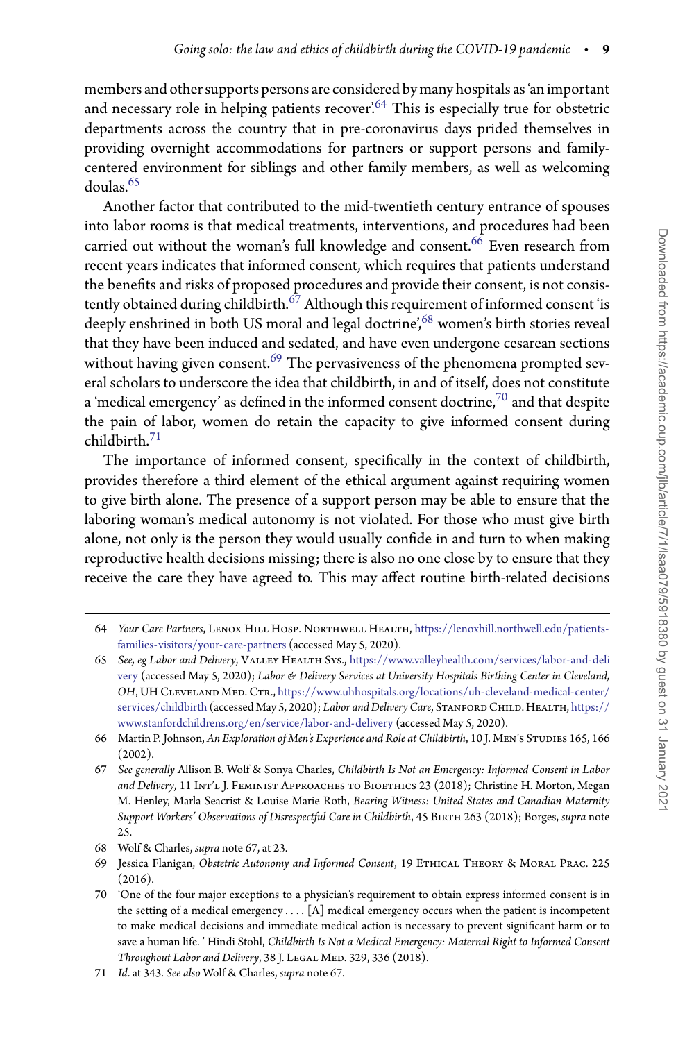members and other supports persons are considered by many hospitals as 'an important and necessary role in helping patients recover'.[64] This is especially true for obstetric departments across the country that in pre-coronavirus days prided themselves in providing overnight accommodations for partners or support persons and family-centered environment for siblings and other family members, as well as welcoming doulas.[65]

Another factor that contributed to the mid-twentieth century entrance of spouses into labor rooms is that medical treatments, interventions, and procedures had been carried out without the woman's full knowledge and consent.[66] Even research from recent years indicates that informed consent, which requires that patients understand the benefits and risks of proposed procedures and provide their consent, is not consistently obtained during childbirth.[67] Although this requirement of informed consent 'is deeply enshrined in both US moral and legal doctrine',[68] women's birth stories reveal that they have been induced and sedated, and have even undergone cesarean sections without having given consent.[69] The pervasiveness of the phenomena prompted several scholars to underscore the idea that childbirth, in and of itself, does not constitute a 'medical emergency' as defined in the informed consent doctrine,[70] and that despite the pain of labor, women do retain the capacity to give informed consent during childbirth.[71]

The importance of informed consent, specifically in the context of childbirth, provides therefore a third element of the ethical argument against requiring women to give birth alone. The presence of a support person may be able to ensure that the laboring woman's medical autonomy is not violated. For those who must give birth alone, not only is the person they would usually confide in and turn to when making reproductive health decisions missing; there is also no one close by to ensure that they receive the care they have agreed to. This may affect routine birth-related decisions

---

64 *Your Care Partners*, Lenox Hill Hosp. Northwell Health, https://lenoxhill.northwell.edu/patients-families-visitors/your-care-partners (accessed May 5, 2020).

65 *See, eg Labor and Delivery*, Valley Health Sys., https://www.valleyhealth.com/services/labor-and-delivery (accessed May 5, 2020); *Labor & Delivery Services at University Hospitals Birthing Center in Cleveland, OH*, UH Cleveland Med. Ctr., https://www.uhhospitals.org/locations/uh-cleveland-medical-center/services/childbirth (accessed May 5, 2020); *Labor and Delivery Care*, Stanford Child. Health, https://www.stanfordchildrens.org/en/service/labor-and-delivery (accessed May 5, 2020).

66 Martin P. Johnson, *An Exploration of Men's Experience and Role at Childbirth*, 10 J. Men's Studies 165, 166 (2002).

67 *See generally* Allison B. Wolf & Sonya Charles, *Childbirth Is Not an Emergency: Informed Consent in Labor and Delivery*, 11 Int'l J. Feminist Approaches to Bioethics 23 (2018); Christine H. Morton, Megan M. Henley, Marla Seacrist & Louise Marie Roth, *Bearing Witness: United States and Canadian Maternity Support Workers' Observations of Disrespectful Care in Childbirth*, 45 Birth 263 (2018); Borges, *supra* note 25.

68 Wolf & Charles, *supra* note 67, at 23.

69 Jessica Flanigan, *Obstetric Autonomy and Informed Consent*, 19 Ethical Theory & Moral Prac. 225 (2016).

70 'One of the four major exceptions to a physician's requirement to obtain express informed consent is in the setting of a medical emergency . . . . [A] medical emergency occurs when the patient is incompetent to make medical decisions and immediate medical action is necessary to prevent significant harm or to save a human life.' Hindi Stohl, *Childbirth Is Not a Medical Emergency: Maternal Right to Informed Consent Throughout Labor and Delivery*, 38 J. Legal Med. 329, 336 (2018).

71 *Id.* at 343. *See also* Wolf & Charles, *supra* note 67.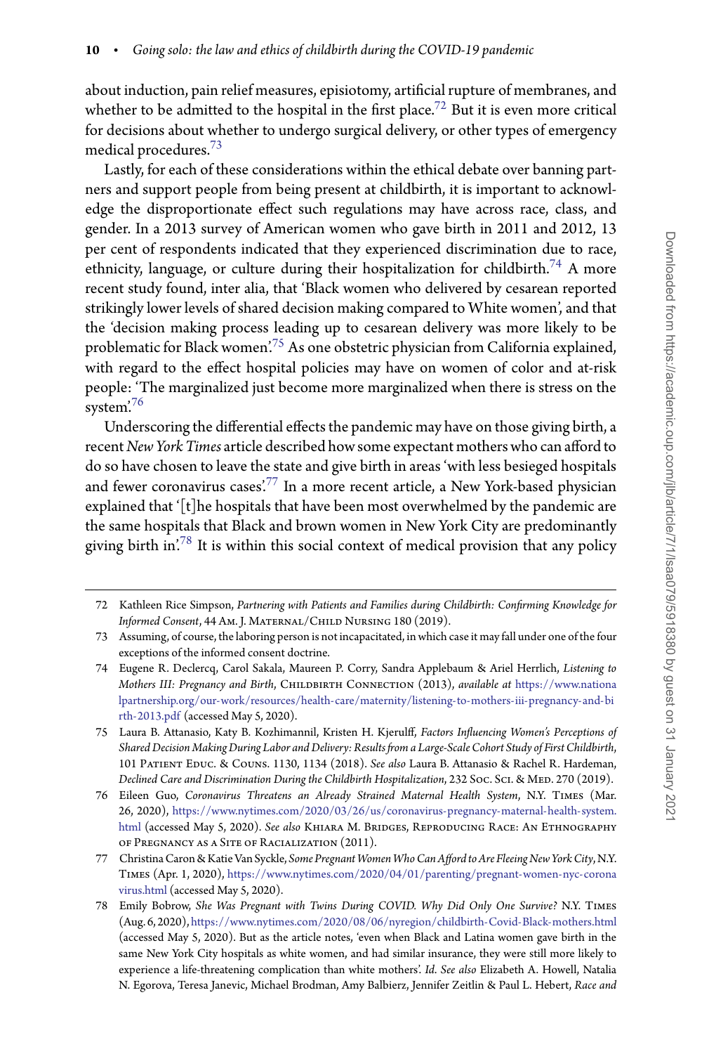about induction, pain relief measures, episiotomy, artificial rupture of membranes, and whether to be admitted to the hospital in the first place.[72] But it is even more critical for decisions about whether to undergo surgical delivery, or other types of emergency medical procedures.[73]

Lastly, for each of these considerations within the ethical debate over banning partners and support people from being present at childbirth, it is important to acknowledge the disproportionate effect such regulations may have across race, class, and gender. In a 2013 survey of American women who gave birth in 2011 and 2012, 13 per cent of respondents indicated that they experienced discrimination due to race, ethnicity, language, or culture during their hospitalization for childbirth.[74] A more recent study found, inter alia, that 'Black women who delivered by cesarean reported strikingly lower levels of shared decision making compared to White women', and that the 'decision making process leading up to cesarean delivery was more likely to be problematic for Black women'.[75] As one obstetric physician from California explained, with regard to the effect hospital policies may have on women of color and at-risk people: 'The marginalized just become more marginalized when there is stress on the system'.[76]

Underscoring the differential effects the pandemic may have on those giving birth, a recent *New York Times* article described how some expectant mothers who can afford to do so have chosen to leave the state and give birth in areas 'with less besieged hospitals and fewer coronavirus cases'.[77] In a more recent article, a New York-based physician explained that '[t]he hospitals that have been most overwhelmed by the pandemic are the same hospitals that Black and brown women in New York City are predominantly giving birth in'.[78] It is within this social context of medical provision that any policy

---

72 Kathleen Rice Simpson, *Partnering with Patients and Families during Childbirth: Confirming Knowledge for Informed Consent*, 44 Am. J. Maternal/Child Nursing 180 (2019).

73 Assuming, of course, the laboring person is not incapacitated, in which case it may fall under one of the four exceptions of the informed consent doctrine.

74 Eugene R. Declercq, Carol Sakala, Maureen P. Corry, Sandra Applebaum & Ariel Herrlich, *Listening to Mothers III: Pregnancy and Birth*, Childbirth Connection (2013), *available at* https://www.nationalpartnership.org/our-work/resources/health-care/maternity/listening-to-mothers-iii-pregnancy-and-birth-2013.pdf (accessed May 5, 2020).

75 Laura B. Attanasio, Katy B. Kozhimannil, Kristen H. Kjerulff, *Factors Influencing Women's Perceptions of Shared Decision Making During Labor and Delivery: Results from a Large-Scale Cohort Study of First Childbirth*, 101 Patient Educ. & Couns. 1130, 1134 (2018). *See also* Laura B. Attanasio & Rachel R. Hardeman, *Declined Care and Discrimination During the Childbirth Hospitalization*, 232 Soc. Sci. & Med. 270 (2019).

76 Eileen Guo, *Coronavirus Threatens an Already Strained Maternal Health System*, N.Y. Times (Mar. 26, 2020), https://www.nytimes.com/2020/03/26/us/coronavirus-pregnancy-maternal-health-system.html (accessed May 5, 2020). *See also* Khiara M. Bridges, Reproducing Race: An Ethnography of Pregnancy as a Site of Racialization (2011).

77 Christina Caron & Katie Van Syckle, *Some Pregnant Women Who Can Afford to Are Fleeing New York City*, N.Y. Times (Apr. 1, 2020), https://www.nytimes.com/2020/04/01/parenting/pregnant-women-nyc-coronavirus.html (accessed May 5, 2020).

78 Emily Bobrow, *She Was Pregnant with Twins During COVID. Why Did Only One Survive?* N.Y. Times (Aug. 6, 2020), https://www.nytimes.com/2020/08/06/nyregion/childbirth-Covid-Black-mothers.html (accessed May 5, 2020). But as the article notes, 'even when Black and Latina women gave birth in the same New York City hospitals as white women, and had similar insurance, they were still more likely to experience a life-threatening complication than white mothers'. *Id. See also* Elizabeth A. Howell, Natalia N. Egorova, Teresa Janevic, Michael Brodman, Amy Balbierz, Jennifer Zeitlin & Paul L. Hebert, *Race and*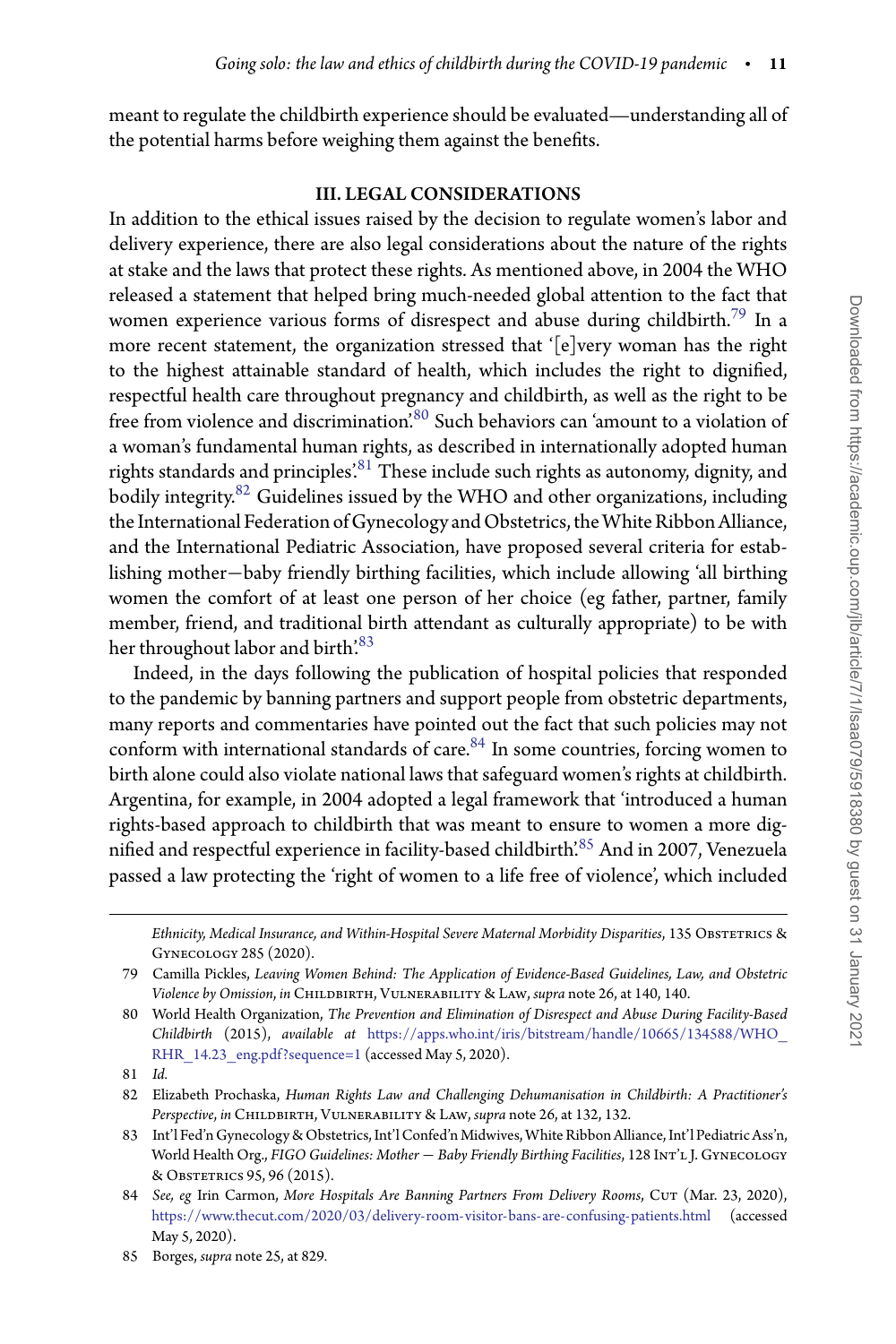meant to regulate the childbirth experience should be evaluated—understanding all of the potential harms before weighing them against the benefits.

## III. LEGAL CONSIDERATIONS

In addition to the ethical issues raised by the decision to regulate women's labor and delivery experience, there are also legal considerations about the nature of the rights at stake and the laws that protect these rights. As mentioned above, in 2004 the WHO released a statement that helped bring much-needed global attention to the fact that women experience various forms of disrespect and abuse during childbirth.[79] In a more recent statement, the organization stressed that '[e]very woman has the right to the highest attainable standard of health, which includes the right to dignified, respectful health care throughout pregnancy and childbirth, as well as the right to be free from violence and discrimination.'[80] Such behaviors can 'amount to a violation of a woman's fundamental human rights, as described in internationally adopted human rights standards and principles'.[81] These include such rights as autonomy, dignity, and bodily integrity.[82] Guidelines issued by the WHO and other organizations, including the International Federation of Gynecology and Obstetrics, the White Ribbon Alliance, and the International Pediatric Association, have proposed several criteria for establishing mother—baby friendly birthing facilities, which include allowing 'all birthing women the comfort of at least one person of her choice (eg father, partner, family member, friend, and traditional birth attendant as culturally appropriate) to be with her throughout labor and birth.'[83]

Indeed, in the days following the publication of hospital policies that responded to the pandemic by banning partners and support people from obstetric departments, many reports and commentaries have pointed out the fact that such policies may not conform with international standards of care.[84] In some countries, forcing women to birth alone could also violate national laws that safeguard women's rights at childbirth. Argentina, for example, in 2004 adopted a legal framework that 'introduced a human rights-based approach to childbirth that was meant to ensure to women a more dignified and respectful experience in facility-based childbirth.'[85] And in 2007, Venezuela passed a law protecting the 'right of women to a life free of violence', which included

---

*Ethnicity, Medical Insurance, and Within-Hospital Severe Maternal Morbidity Disparities*, 135 Obstetrics & Gynecology 285 (2020).

79 Camilla Pickles, *Leaving Women Behind: The Application of Evidence-Based Guidelines, Law, and Obstetric Violence by Omission*, *in* Childbirth, Vulnerability & Law, *supra* note 26, at 140, 140.

80 World Health Organization, *The Prevention and Elimination of Disrespect and Abuse During Facility-Based Childbirth* (2015), *available at* https://apps.who.int/iris/bitstream/handle/10665/134588/WHO_RHR_14.23_eng.pdf?sequence=1 (accessed May 5, 2020).

81 *Id.*

82 Elizabeth Prochaska, *Human Rights Law and Challenging Dehumanisation in Childbirth: A Practitioner's Perspective*, *in* Childbirth, Vulnerability & Law, *supra* note 26, at 132, 132.

83 Int'l Fed'n Gynecology & Obstetrics, Int'l Confed'n Midwives, White Ribbon Alliance, Int'l Pediatric Ass'n, World Health Org., *FIGO Guidelines: Mother — Baby Friendly Birthing Facilities*, 128 Int'l J. Gynecology & Obstetrics 95, 96 (2015).

84 *See, eg* Irin Carmon, *More Hospitals Are Banning Partners From Delivery Rooms*, Cut (Mar. 23, 2020), https://www.thecut.com/2020/03/delivery-room-visitor-bans-are-confusing-patients.html (accessed May 5, 2020).

85 Borges, *supra* note 25, at 829.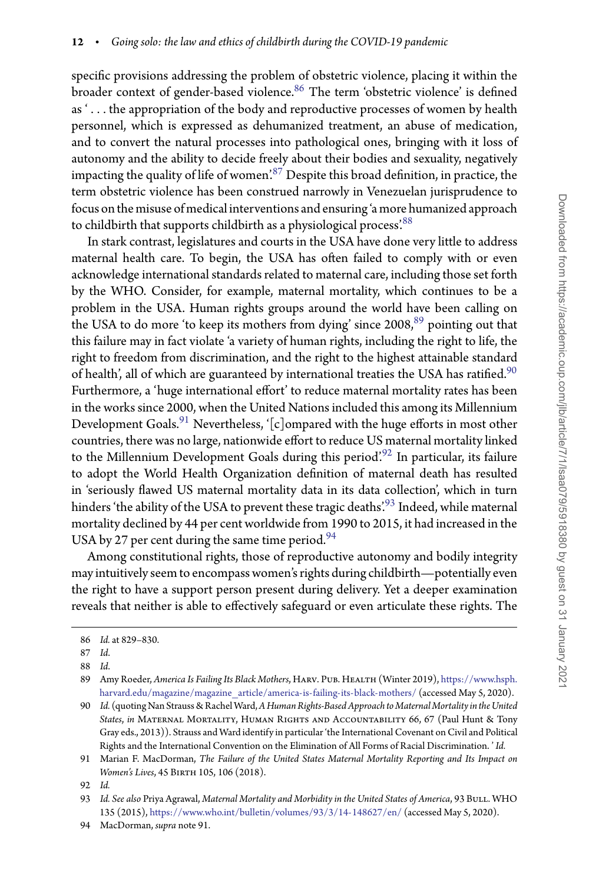specific provisions addressing the problem of obstetric violence, placing it within the broader context of gender-based violence.[86] The term 'obstetric violence' is defined as '... the appropriation of the body and reproductive processes of women by health personnel, which is expressed as dehumanized treatment, an abuse of medication, and to convert the natural processes into pathological ones, bringing with it loss of autonomy and the ability to decide freely about their bodies and sexuality, negatively impacting the quality of life of women'.[87] Despite this broad definition, in practice, the term obstetric violence has been construed narrowly in Venezuelan jurisprudence to focus on the misuse of medical interventions and ensuring 'a more humanized approach to childbirth that supports childbirth as a physiological process'.[88]

In stark contrast, legislatures and courts in the USA have done very little to address maternal health care. To begin, the USA has often failed to comply with or even acknowledge international standards related to maternal care, including those set forth by the WHO. Consider, for example, maternal mortality, which continues to be a problem in the USA. Human rights groups around the world have been calling on the USA to do more 'to keep its mothers from dying' since 2008,[89] pointing out that this failure may in fact violate 'a variety of human rights, including the right to life, the right to freedom from discrimination, and the right to the highest attainable standard of health', all of which are guaranteed by international treaties the USA has ratified.[90] Furthermore, a 'huge international effort' to reduce maternal mortality rates has been in the works since 2000, when the United Nations included this among its Millennium Development Goals.[91] Nevertheless, '[c]ompared with the huge efforts in most other countries, there was no large, nationwide effort to reduce US maternal mortality linked to the Millennium Development Goals during this period'.[92] In particular, its failure to adopt the World Health Organization definition of maternal death has resulted in 'seriously flawed US maternal mortality data in its data collection', which in turn hinders 'the ability of the USA to prevent these tragic deaths'.[93] Indeed, while maternal mortality declined by 44 per cent worldwide from 1990 to 2015, it had increased in the USA by 27 per cent during the same time period.[94]

Among constitutional rights, those of reproductive autonomy and bodily integrity may intuitively seem to encompass women's rights during childbirth—potentially even the right to have a support person present during delivery. Yet a deeper examination reveals that neither is able to effectively safeguard or even articulate these rights. The

---

86 *Id.* at 829–830.

87 *Id.*

88 *Id.*

89 Amy Roeder, *America Is Failing Its Black Mothers*, Harv. Pub. Health (Winter 2019), https://www.hsph.harvard.edu/magazine/magazine_article/america-is-failing-its-black-mothers/ (accessed May 5, 2020).

90 *Id.* (quoting Nan Strauss & Rachel Ward, *A Human Rights-Based Approach to Maternal Mortality in the United States*, *in* Maternal Mortality, Human Rights and Accountability 66, 67 (Paul Hunt & Tony Gray eds., 2013)). Strauss and Ward identify in particular 'the International Covenant on Civil and Political Rights and the International Convention on the Elimination of All Forms of Racial Discrimination.' *Id.*

91 Marian F. MacDorman, *The Failure of the United States Maternal Mortality Reporting and Its Impact on Women's Lives*, 45 Birth 105, 106 (2018).

92 *Id.*

93 *Id. See also* Priya Agrawal, *Maternal Mortality and Morbidity in the United States of America*, 93 Bull. WHO 135 (2015), https://www.who.int/bulletin/volumes/93/3/14-148627/en/ (accessed May 5, 2020).

94 MacDorman, *supra* note 91.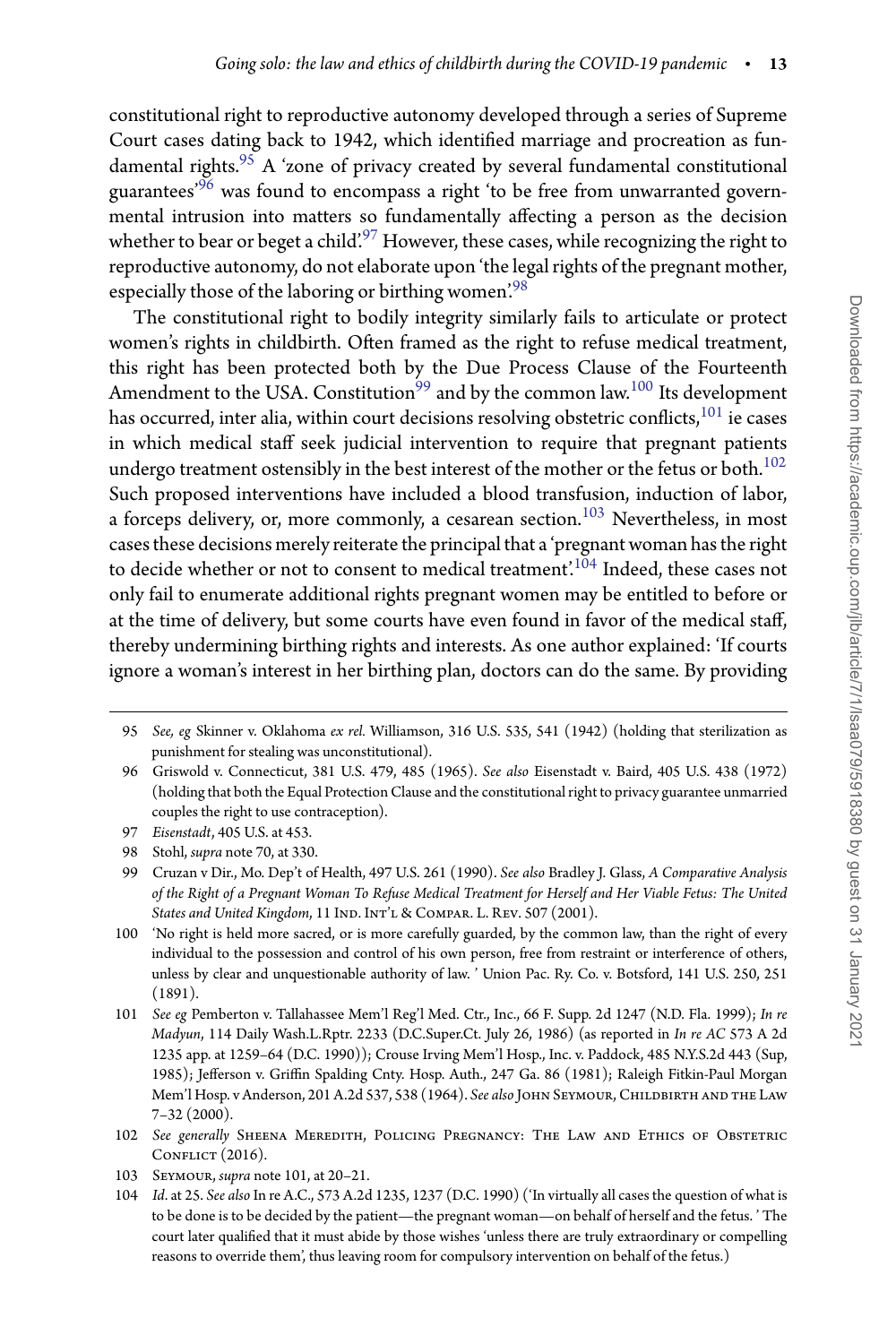constitutional right to reproductive autonomy developed through a series of Supreme Court cases dating back to 1942, which identified marriage and procreation as fundamental rights.[95] A 'zone of privacy created by several fundamental constitutional guarantees'[96] was found to encompass a right 'to be free from unwarranted governmental intrusion into matters so fundamentally affecting a person as the decision whether to bear or beget a child'.[97] However, these cases, while recognizing the right to reproductive autonomy, do not elaborate upon 'the legal rights of the pregnant mother, especially those of the laboring or birthing women'.[98]

The constitutional right to bodily integrity similarly fails to articulate or protect women's rights in childbirth. Often framed as the right to refuse medical treatment, this right has been protected both by the Due Process Clause of the Fourteenth Amendment to the USA. Constitution[99] and by the common law.[100] Its development has occurred, inter alia, within court decisions resolving obstetric conflicts,[101] ie cases in which medical staff seek judicial intervention to require that pregnant patients undergo treatment ostensibly in the best interest of the mother or the fetus or both.[102] Such proposed interventions have included a blood transfusion, induction of labor, a forceps delivery, or, more commonly, a cesarean section.[103] Nevertheless, in most cases these decisions merely reiterate the principal that a 'pregnant woman has the right to decide whether or not to consent to medical treatment'.[104] Indeed, these cases not only fail to enumerate additional rights pregnant women may be entitled to before or at the time of delivery, but some courts have even found in favor of the medical staff, thereby undermining birthing rights and interests. As one author explained: 'If courts ignore a woman's interest in her birthing plan, doctors can do the same. By providing

---

95 *See, eg* Skinner v. Oklahoma *ex rel.* Williamson, 316 U.S. 535, 541 (1942) (holding that sterilization as punishment for stealing was unconstitutional).

96 Griswold v. Connecticut, 381 U.S. 479, 485 (1965). *See also* Eisenstadt v. Baird, 405 U.S. 438 (1972) (holding that both the Equal Protection Clause and the constitutional right to privacy guarantee unmarried couples the right to use contraception).

97 *Eisenstadt*, 405 U.S. at 453.

98 Stohl, *supra* note 70, at 330.

99 Cruzan v Dir., Mo. Dep't of Health, 497 U.S. 261 (1990). *See also* Bradley J. Glass, *A Comparative Analysis of the Right of a Pregnant Woman To Refuse Medical Treatment for Herself and Her Viable Fetus: The United States and United Kingdom*, 11 Ind. Int'l & Compar. L. Rev. 507 (2001).

100 'No right is held more sacred, or is more carefully guarded, by the common law, than the right of every individual to the possession and control of his own person, free from restraint or interference of others, unless by clear and unquestionable authority of law. ' Union Pac. Ry. Co. v. Botsford, 141 U.S. 250, 251 (1891).

101 *See eg* Pemberton v. Tallahassee Mem'l Reg'l Med. Ctr., Inc., 66 F. Supp. 2d 1247 (N.D. Fla. 1999); *In re Madyun*, 114 Daily Wash.L.Rptr. 2233 (D.C.Super.Ct. July 26, 1986) (as reported in *In re AC* 573 A 2d 1235 app. at 1259–64 (D.C. 1990)); Crouse Irving Mem'l Hosp., Inc. v. Paddock, 485 N.Y.S.2d 443 (Sup, 1985); Jefferson v. Griffin Spalding Cnty. Hosp. Auth., 247 Ga. 86 (1981); Raleigh Fitkin-Paul Morgan Mem'l Hosp. v Anderson, 201 A.2d 537, 538 (1964). *See also* John Seymour, Childbirth and the Law 7–32 (2000).

102 *See generally* Sheena Meredith, Policing Pregnancy: The Law and Ethics of Obstetric Conflict (2016).

103 Seymour, *supra* note 101, at 20–21.

104 *Id*. at 25. *See also* In re A.C., 573 A.2d 1235, 1237 (D.C. 1990) ('In virtually all cases the question of what is to be done is to be decided by the patient—the pregnant woman—on behalf of herself and the fetus. ' The court later qualified that it must abide by those wishes 'unless there are truly extraordinary or compelling reasons to override them', thus leaving room for compulsory intervention on behalf of the fetus.)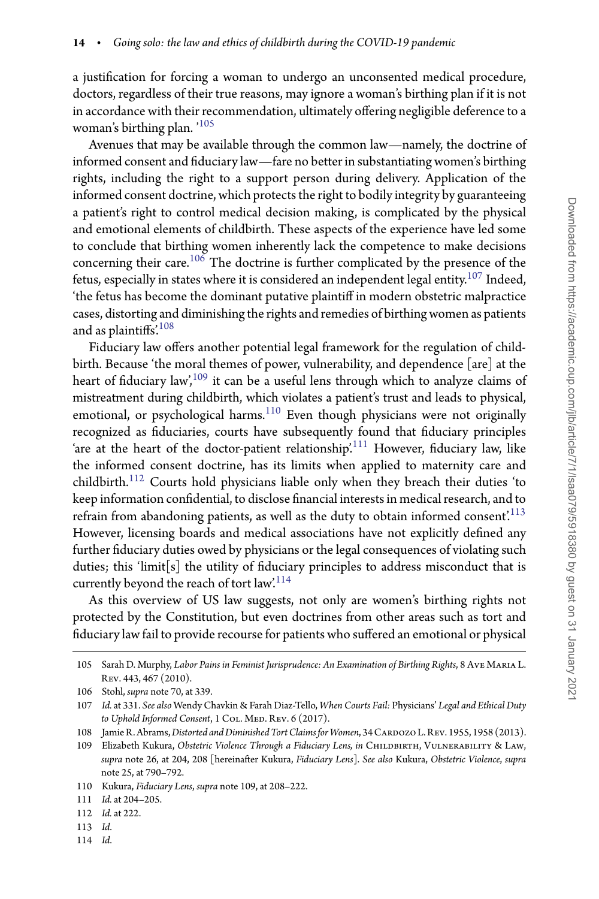a justification for forcing a woman to undergo an unconsented medical procedure, doctors, regardless of their true reasons, may ignore a woman's birthing plan if it is not in accordance with their recommendation, ultimately offering negligible deference to a woman's birthing plan. '[105]

Avenues that may be available through the common law—namely, the doctrine of informed consent and fiduciary law—fare no better in substantiating women's birthing rights, including the right to a support person during delivery. Application of the informed consent doctrine, which protects the right to bodily integrity by guaranteeing a patient's right to control medical decision making, is complicated by the physical and emotional elements of childbirth. These aspects of the experience have led some to conclude that birthing women inherently lack the competence to make decisions concerning their care.[106] The doctrine is further complicated by the presence of the fetus, especially in states where it is considered an independent legal entity.[107] Indeed, 'the fetus has become the dominant putative plaintiff in modern obstetric malpractice cases, distorting and diminishing the rights and remedies of birthing women as patients and as plaintiffs'.[108]

Fiduciary law offers another potential legal framework for the regulation of childbirth. Because 'the moral themes of power, vulnerability, and dependence [are] at the heart of fiduciary law',[109] it can be a useful lens through which to analyze claims of mistreatment during childbirth, which violates a patient's trust and leads to physical, emotional, or psychological harms.[110] Even though physicians were not originally recognized as fiduciaries, courts have subsequently found that fiduciary principles 'are at the heart of the doctor-patient relationship'.[111] However, fiduciary law, like the informed consent doctrine, has its limits when applied to maternity care and childbirth.[112] Courts hold physicians liable only when they breach their duties 'to keep information confidential, to disclose financial interests in medical research, and to refrain from abandoning patients, as well as the duty to obtain informed consent'.[113] However, licensing boards and medical associations have not explicitly defined any further fiduciary duties owed by physicians or the legal consequences of violating such duties; this 'limit[s] the utility of fiduciary principles to address misconduct that is currently beyond the reach of tort law'.[114]

As this overview of US law suggests, not only are women's birthing rights not protected by the Constitution, but even doctrines from other areas such as tort and fiduciary law fail to provide recourse for patients who suffered an emotional or physical

---

105 Sarah D. Murphy, *Labor Pains in Feminist Jurisprudence: An Examination of Birthing Rights*, 8 Ave Maria L. Rev. 443, 467 (2010).

106 Stohl, *supra* note 70, at 339.

107 *Id.* at 331. *See also* Wendy Chavkin & Farah Diaz-Tello, *When Courts Fail:* Physicians' *Legal and Ethical Duty to Uphold Informed Consent*, 1 Col. Med. Rev. 6 (2017).

108 Jamie R. Abrams, *Distorted and Diminished Tort Claims for Women*, 34 Cardozo L. Rev. 1955, 1958 (2013).

109 Elizabeth Kukura, *Obstetric Violence Through a Fiduciary Lens, in* Childbirth, Vulnerability & Law, *supra* note 26, at 204, 208 [hereinafter Kukura, *Fiduciary Lens*]. *See also* Kukura, *Obstetric Violence*, *supra* note 25, at 790–792.

110 Kukura, *Fiduciary Lens*, *supra* note 109, at 208–222.

111 *Id.* at 204–205.

112 *Id.* at 222.

113 *Id.*

114 *Id.*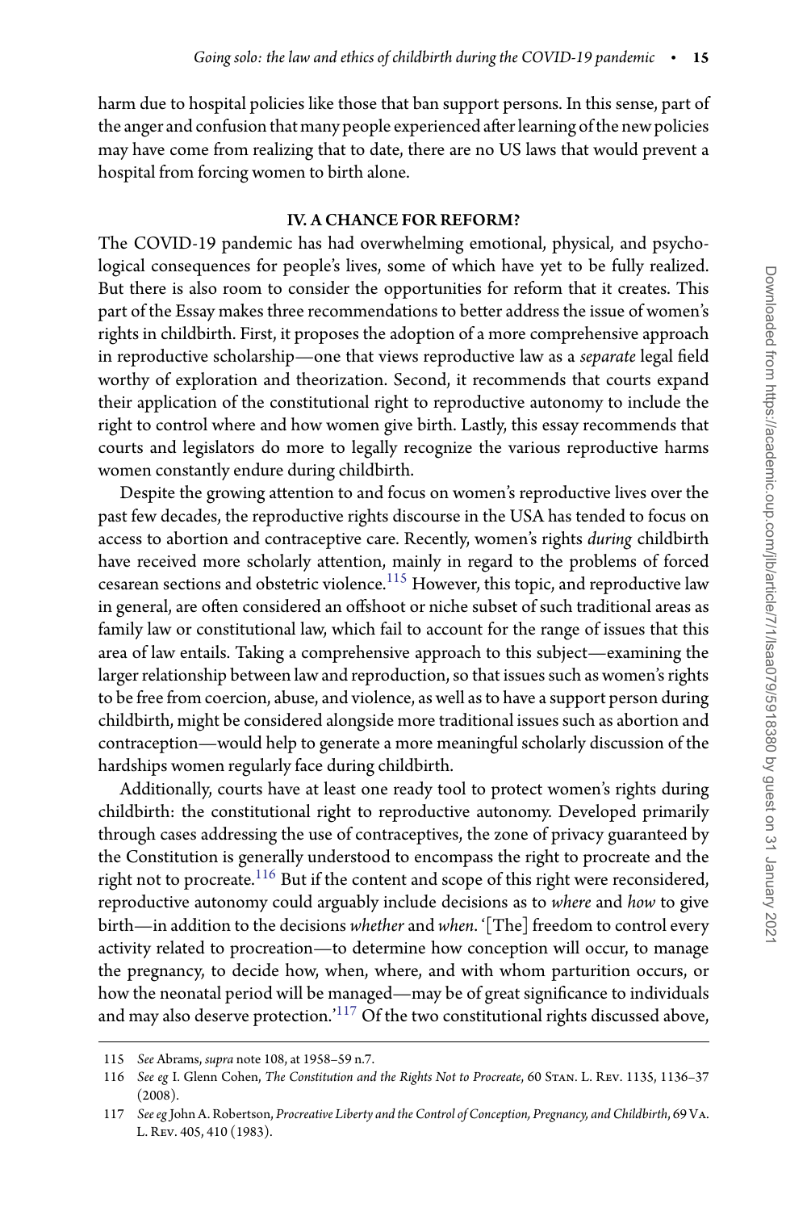harm due to hospital policies like those that ban support persons. In this sense, part of the anger and confusion that many people experienced after learning of the new policies may have come from realizing that to date, there are no US laws that would prevent a hospital from forcing women to birth alone.

## IV. A CHANCE FOR REFORM?

The COVID-19 pandemic has had overwhelming emotional, physical, and psychological consequences for people's lives, some of which have yet to be fully realized. But there is also room to consider the opportunities for reform that it creates. This part of the Essay makes three recommendations to better address the issue of women's rights in childbirth. First, it proposes the adoption of a more comprehensive approach in reproductive scholarship—one that views reproductive law as a *separate* legal field worthy of exploration and theorization. Second, it recommends that courts expand their application of the constitutional right to reproductive autonomy to include the right to control where and how women give birth. Lastly, this essay recommends that courts and legislators do more to legally recognize the various reproductive harms women constantly endure during childbirth.

Despite the growing attention to and focus on women's reproductive lives over the past few decades, the reproductive rights discourse in the USA has tended to focus on access to abortion and contraceptive care. Recently, women's rights *during* childbirth have received more scholarly attention, mainly in regard to the problems of forced cesarean sections and obstetric violence.[115] However, this topic, and reproductive law in general, are often considered an offshoot or niche subset of such traditional areas as family law or constitutional law, which fail to account for the range of issues that this area of law entails. Taking a comprehensive approach to this subject—examining the larger relationship between law and reproduction, so that issues such as women's rights to be free from coercion, abuse, and violence, as well as to have a support person during childbirth, might be considered alongside more traditional issues such as abortion and contraception—would help to generate a more meaningful scholarly discussion of the hardships women regularly face during childbirth.

Additionally, courts have at least one ready tool to protect women's rights during childbirth: the constitutional right to reproductive autonomy. Developed primarily through cases addressing the use of contraceptives, the zone of privacy guaranteed by the Constitution is generally understood to encompass the right to procreate and the right not to procreate.[116] But if the content and scope of this right were reconsidered, reproductive autonomy could arguably include decisions as to *where* and *how* to give birth—in addition to the decisions *whether* and *when*. '[The] freedom to control every activity related to procreation—to determine how conception will occur, to manage the pregnancy, to decide how, when, where, and with whom parturition occurs, or how the neonatal period will be managed—may be of great significance to individuals and may also deserve protection.'[117] Of the two constitutional rights discussed above,

115 *See* Abrams, *supra* note 108, at 1958–59 n.7.

116 *See eg* I. Glenn Cohen, *The Constitution and the Rights Not to Procreate*, 60 Stan. L. Rev. 1135, 1136–37 (2008).

117 *See eg* John A. Robertson, *Procreative Liberty and the Control of Conception, Pregnancy, and Childbirth*, 69 Va. L. Rev. 405, 410 (1983).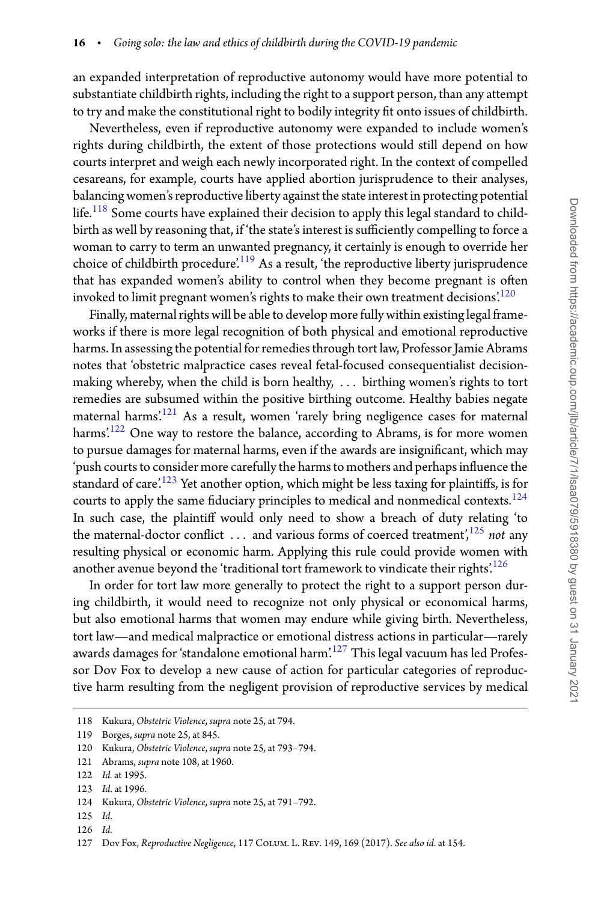an expanded interpretation of reproductive autonomy would have more potential to substantiate childbirth rights, including the right to a support person, than any attempt to try and make the constitutional right to bodily integrity fit onto issues of childbirth.

Nevertheless, even if reproductive autonomy were expanded to include women's rights during childbirth, the extent of those protections would still depend on how courts interpret and weigh each newly incorporated right. In the context of compelled cesareans, for example, courts have applied abortion jurisprudence to their analyses, balancing women's reproductive liberty against the state interest in protecting potential life.[118] Some courts have explained their decision to apply this legal standard to childbirth as well by reasoning that, if 'the state's interest is sufficiently compelling to force a woman to carry to term an unwanted pregnancy, it certainly is enough to override her choice of childbirth procedure'.[119] As a result, 'the reproductive liberty jurisprudence that has expanded women's ability to control when they become pregnant is often invoked to limit pregnant women's rights to make their own treatment decisions'.[120]

Finally, maternal rights will be able to develop more fully within existing legal frameworks if there is more legal recognition of both physical and emotional reproductive harms. In assessing the potential for remedies through tort law, Professor Jamie Abrams notes that 'obstetric malpractice cases reveal fetal-focused consequentialist decision-making whereby, when the child is born healthy, ... birthing women's rights to tort remedies are subsumed within the positive birthing outcome. Healthy babies negate maternal harms'.[121] As a result, women 'rarely bring negligence cases for maternal harms'.[122] One way to restore the balance, according to Abrams, is for more women to pursue damages for maternal harms, even if the awards are insignificant, which may 'push courts to consider more carefully the harms to mothers and perhaps influence the standard of care'.[123] Yet another option, which might be less taxing for plaintiffs, is for courts to apply the same fiduciary principles to medical and nonmedical contexts.[124] In such case, the plaintiff would only need to show a breach of duty relating 'to the maternal-doctor conflict ... and various forms of coerced treatment',[125] *not* any resulting physical or economic harm. Applying this rule could provide women with another avenue beyond the 'traditional tort framework to vindicate their rights'.[126]

In order for tort law more generally to protect the right to a support person during childbirth, it would need to recognize not only physical or economical harms, but also emotional harms that women may endure while giving birth. Nevertheless, tort law—and medical malpractice or emotional distress actions in particular—rarely awards damages for 'standalone emotional harm'.[127] This legal vacuum has led Professor Dov Fox to develop a new cause of action for particular categories of reproductive harm resulting from the negligent provision of reproductive services by medical

---

118 Kukura, *Obstetric Violence*, *supra* note 25, at 794.

119 Borges, *supra* note 25, at 845.

120 Kukura, *Obstetric Violence*, *supra* note 25, at 793–794.

121 Abrams, *supra* note 108, at 1960.

122 *Id.* at 1995.

123 *Id.* at 1996.

124 Kukura, *Obstetric Violence*, *supra* note 25, at 791–792.

125 *Id.*

126 *Id.*

127 Dov Fox, *Reproductive Negligence*, 117 Colum. L. Rev. 149, 169 (2017). *See also id.* at 154.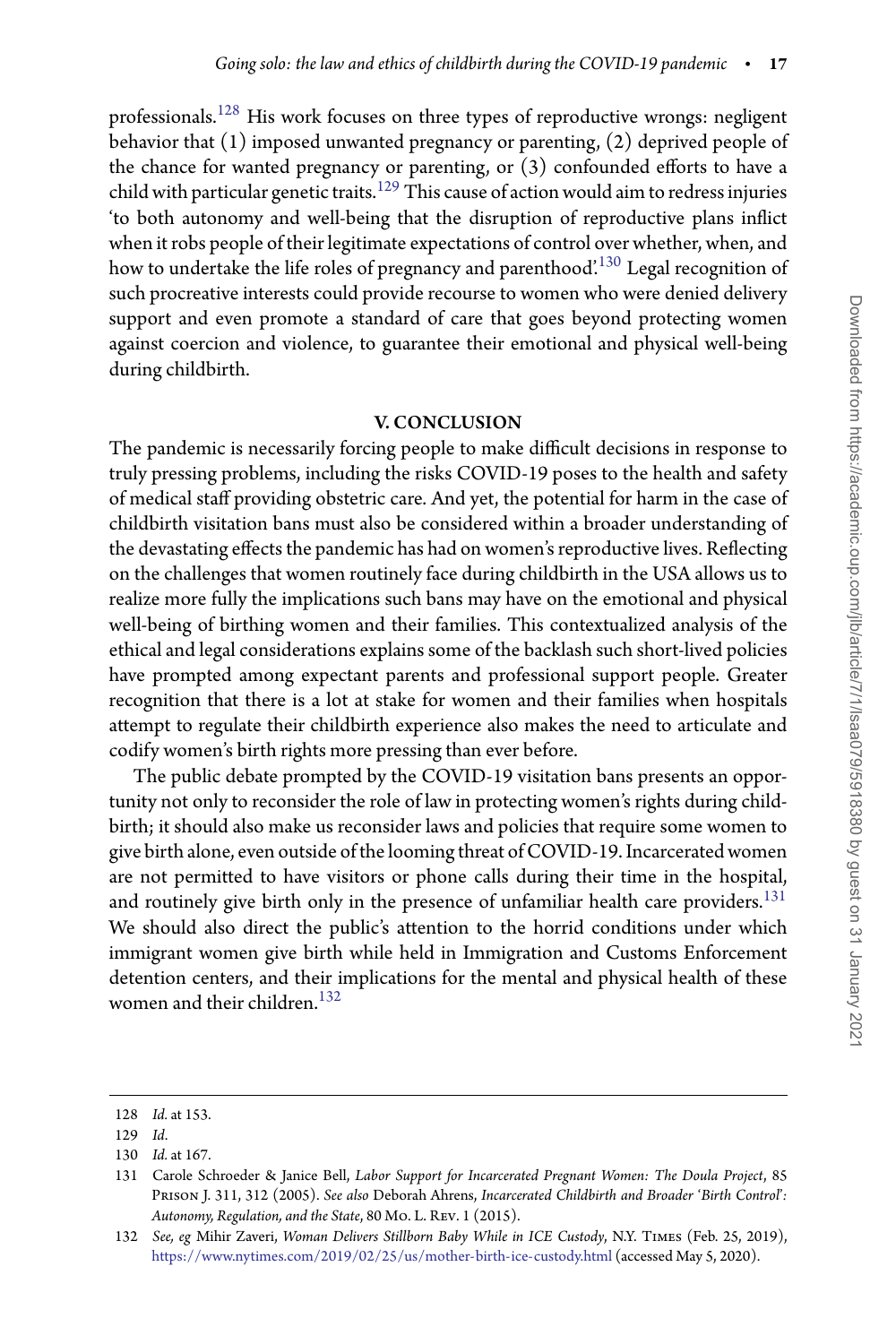professionals.[128] His work focuses on three types of reproductive wrongs: negligent behavior that (1) imposed unwanted pregnancy or parenting, (2) deprived people of the chance for wanted pregnancy or parenting, or (3) confounded efforts to have a child with particular genetic traits.[129] This cause of action would aim to redress injuries 'to both autonomy and well-being that the disruption of reproductive plans inflict when it robs people of their legitimate expectations of control over whether, when, and how to undertake the life roles of pregnancy and parenthood'.[130] Legal recognition of such procreative interests could provide recourse to women who were denied delivery support and even promote a standard of care that goes beyond protecting women against coercion and violence, to guarantee their emotional and physical well-being during childbirth.

## V. CONCLUSION

The pandemic is necessarily forcing people to make difficult decisions in response to truly pressing problems, including the risks COVID-19 poses to the health and safety of medical staff providing obstetric care. And yet, the potential for harm in the case of childbirth visitation bans must also be considered within a broader understanding of the devastating effects the pandemic has had on women's reproductive lives. Reflecting on the challenges that women routinely face during childbirth in the USA allows us to realize more fully the implications such bans may have on the emotional and physical well-being of birthing women and their families. This contextualized analysis of the ethical and legal considerations explains some of the backlash such short-lived policies have prompted among expectant parents and professional support people. Greater recognition that there is a lot at stake for women and their families when hospitals attempt to regulate their childbirth experience also makes the need to articulate and codify women's birth rights more pressing than ever before.

The public debate prompted by the COVID-19 visitation bans presents an opportunity not only to reconsider the role of law in protecting women's rights during childbirth; it should also make us reconsider laws and policies that require some women to give birth alone, even outside of the looming threat of COVID-19. Incarcerated women are not permitted to have visitors or phone calls during their time in the hospital, and routinely give birth only in the presence of unfamiliar health care providers.[131] We should also direct the public's attention to the horrid conditions under which immigrant women give birth while held in Immigration and Customs Enforcement detention centers, and their implications for the mental and physical health of these women and their children.[132]

---

128 *Id.* at 153.

129 *Id.*

130 *Id.* at 167.

131 Carole Schroeder & Janice Bell, *Labor Support for Incarcerated Pregnant Women: The Doula Project*, 85 Prison J. 311, 312 (2005). *See also* Deborah Ahrens, *Incarcerated Childbirth and Broader 'Birth Control': Autonomy, Regulation, and the State*, 80 Mo. L. Rev. 1 (2015).

132 *See, eg* Mihir Zaveri, *Woman Delivers Stillborn Baby While in ICE Custody*, N.Y. Times (Feb. 25, 2019), https://www.nytimes.com/2019/02/25/us/mother-birth-ice-custody.html (accessed May 5, 2020).